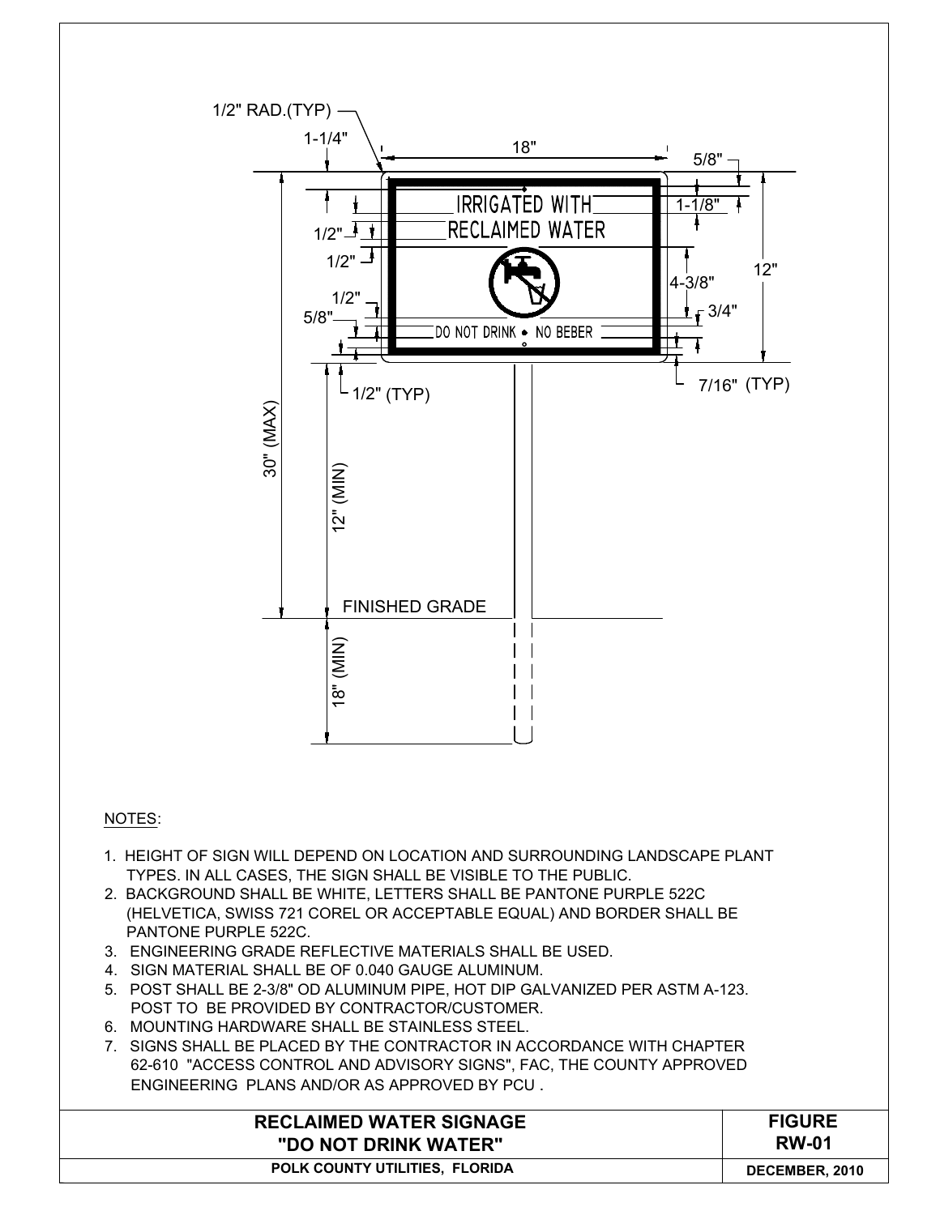1/2" RAD.(TYP)

1-1/4"

18"

5/8"

IRRIGATED WITH
RECLAIMED WATER

DO NOT DRINK • NO BEBER

1-1/8"

1/2"

1/2"

4-3/8"

12"

1/2"

5/8"

3/4"

7/16" (TYP)

1/2" (TYP)

30" (MAX)

12" (MIN)

FINISHED GRADE

18" (MIN)

NOTES:

1. HEIGHT OF SIGN WILL DEPEND ON LOCATION AND SURROUNDING LANDSCAPE PLANT TYPES. IN ALL CASES, THE SIGN SHALL BE VISIBLE TO THE PUBLIC.
2. BACKGROUND SHALL BE WHITE, LETTERS SHALL BE PANTONE PURPLE 522C (HELVETICA, SWISS 721 COREL OR ACCEPTABLE EQUAL) AND BORDER SHALL BE PANTONE PURPLE 522C.
3. ENGINEERING GRADE REFLECTIVE MATERIALS SHALL BE USED.
4. SIGN MATERIAL SHALL BE OF 0.040 GAUGE ALUMINUM.
5. POST SHALL BE 2-3/8" OD ALUMINUM PIPE, HOT DIP GALVANIZED PER ASTM A-123. POST TO BE PROVIDED BY CONTRACTOR/CUSTOMER.
6. MOUNTING HARDWARE SHALL BE STAINLESS STEEL.
7. SIGNS SHALL BE PLACED BY THE CONTRACTOR IN ACCORDANCE WITH CHAPTER 62-610 "ACCESS CONTROL AND ADVISORY SIGNS", FAC, THE COUNTY APPROVED ENGINEERING PLANS AND/OR AS APPROVED BY PCU .

| RECLAIMED WATER SIGNAGE "DO NOT DRINK WATER" | FIGURE RW-01 |
|---|---|
| POLK COUNTY UTILITIES, FLORIDA | DECEMBER, 2010 |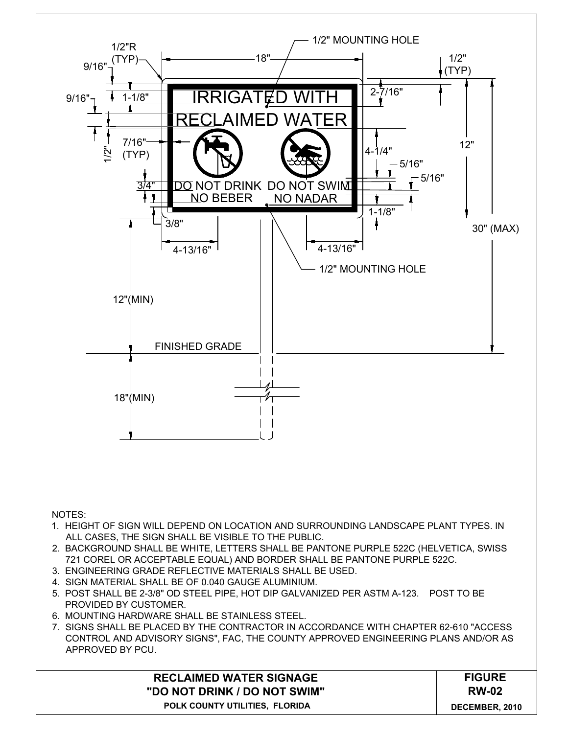1/2"R (TYP)

9/16"

18"

1/2" MOUNTING HOLE

1/2" (TYP)

9/16"

1-1/8"

IRRIGATED WITH

RECLAIMED WATER

2-7/16"

1/2"

7/16" (TYP)

4-1/4"

12"

5/16"

5/16"

3/4"

DO NOT DRINK DO NOT SWIM

NO BEBER NO NADAR

1-1/8"

3/8"

30" (MAX)

4-13/16"

4-13/16"

1/2" MOUNTING HOLE

12"(MIN)

FINISHED GRADE

18"(MIN)

NOTES:

1. HEIGHT OF SIGN WILL DEPEND ON LOCATION AND SURROUNDING LANDSCAPE PLANT TYPES. IN ALL CASES, THE SIGN SHALL BE VISIBLE TO THE PUBLIC.
2. BACKGROUND SHALL BE WHITE, LETTERS SHALL BE PANTONE PURPLE 522C (HELVETICA, SWISS 721 COREL OR ACCEPTABLE EQUAL) AND BORDER SHALL BE PANTONE PURPLE 522C.
3. ENGINEERING GRADE REFLECTIVE MATERIALS SHALL BE USED.
4. SIGN MATERIAL SHALL BE OF 0.040 GAUGE ALUMINIUM.
5. POST SHALL BE 2-3/8" OD STEEL PIPE, HOT DIP GALVANIZED PER ASTM A-123. POST TO BE PROVIDED BY CUSTOMER.
6. MOUNTING HARDWARE SHALL BE STAINLESS STEEL.
7. SIGNS SHALL BE PLACED BY THE CONTRACTOR IN ACCORDANCE WITH CHAPTER 62-610 "ACCESS CONTROL AND ADVISORY SIGNS", FAC, THE COUNTY APPROVED ENGINEERING PLANS AND/OR AS APPROVED BY PCU.

| | |
|---|---|
| **RECLAIMED WATER SIGNAGE "DO NOT DRINK / DO NOT SWIM"** | **FIGURE RW-02** |
| **POLK COUNTY UTILITIES, FLORIDA** | **DECEMBER, 2010** |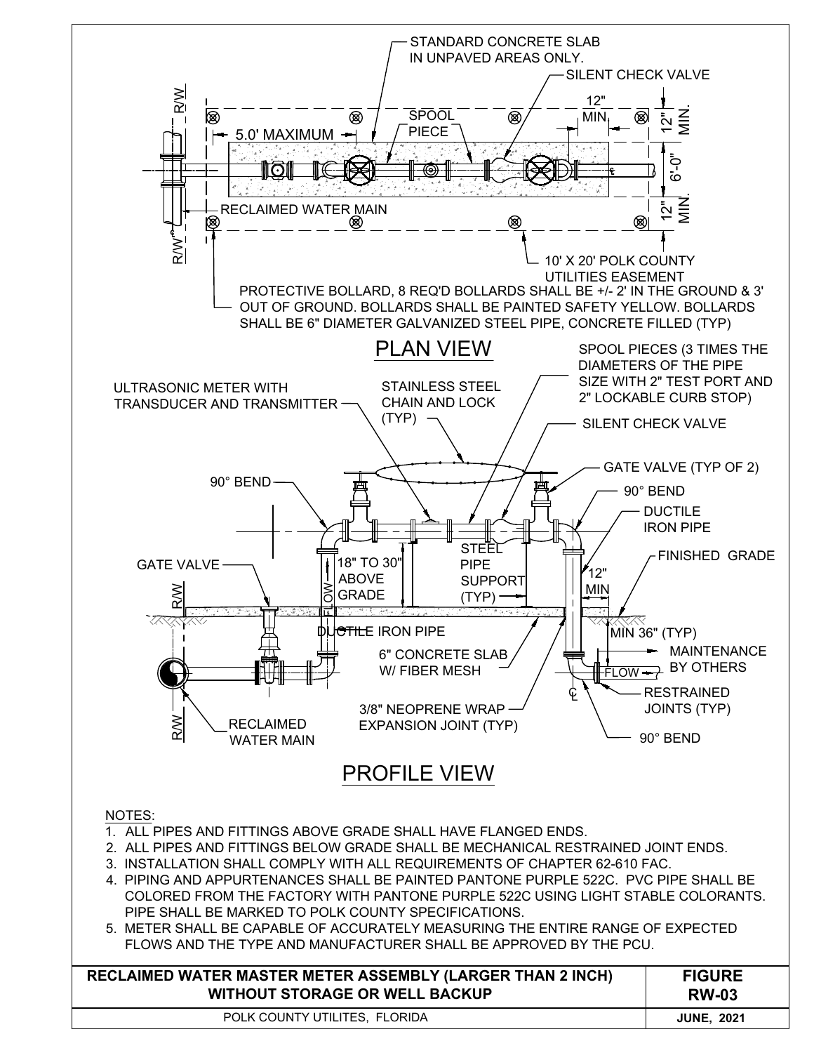STANDARD CONCRETE SLAB IN UNPAVED AREAS ONLY.

SILENT CHECK VALVE

R/W

12" MIN.

12" MIN.

SPOOL PIECE

5.0' MAXIMUM

6'-0"

RECLAIMED WATER MAIN

12" MIN.

R/W

10' X 20' POLK COUNTY UTILITIES EASEMENT

PROTECTIVE BOLLARD, 8 REQ'D BOLLARDS SHALL BE +/- 2' IN THE GROUND & 3' OUT OF GROUND. BOLLARDS SHALL BE PAINTED SAFETY YELLOW. BOLLARDS SHALL BE 6" DIAMETER GALVANIZED STEEL PIPE, CONCRETE FILLED (TYP)

## PLAN VIEW

SPOOL PIECES (3 TIMES THE DIAMETERS OF THE PIPE SIZE WITH 2" TEST PORT AND 2" LOCKABLE CURB STOP)

ULTRASONIC METER WITH TRANSDUCER AND TRANSMITTER

STAINLESS STEEL CHAIN AND LOCK (TYP)

SILENT CHECK VALVE

GATE VALVE (TYP OF 2)

90° BEND

90° BEND

DUCTILE IRON PIPE

STEEL PIPE SUPPORT (TYP)

18" TO 30" ABOVE GRADE

FINISHED GRADE

GATE VALVE

FLOW

12" MIN

R/W

DUCTILE IRON PIPE

MIN 36" (TYP)

6" CONCRETE SLAB W/ FIBER MESH

MAINTENANCE BY OTHERS

FLOW

RESTRAINED JOINTS (TYP)

3/8" NEOPRENE WRAP EXPANSION JOINT (TYP)

R/W

RECLAIMED WATER MAIN

90° BEND

## PROFILE VIEW

NOTES:

1. ALL PIPES AND FITTINGS ABOVE GRADE SHALL HAVE FLANGED ENDS.
2. ALL PIPES AND FITTINGS BELOW GRADE SHALL BE MECHANICAL RESTRAINED JOINT ENDS.
3. INSTALLATION SHALL COMPLY WITH ALL REQUIREMENTS OF CHAPTER 62-610 FAC.
4. PIPING AND APPURTENANCES SHALL BE PAINTED PANTONE PURPLE 522C. PVC PIPE SHALL BE COLORED FROM THE FACTORY WITH PANTONE PURPLE 522C USING LIGHT STABLE COLORANTS. PIPE SHALL BE MARKED TO POLK COUNTY SPECIFICATIONS.
5. METER SHALL BE CAPABLE OF ACCURATELY MEASURING THE ENTIRE RANGE OF EXPECTED FLOWS AND THE TYPE AND MANUFACTURER SHALL BE APPROVED BY THE PCU.

| | |
|---|---|
| **RECLAIMED WATER MASTER METER ASSEMBLY (LARGER THAN 2 INCH) WITHOUT STORAGE OR WELL BACKUP** | **FIGURE RW-03** |
| POLK COUNTY UTILITES, FLORIDA | **JUNE, 2021** |